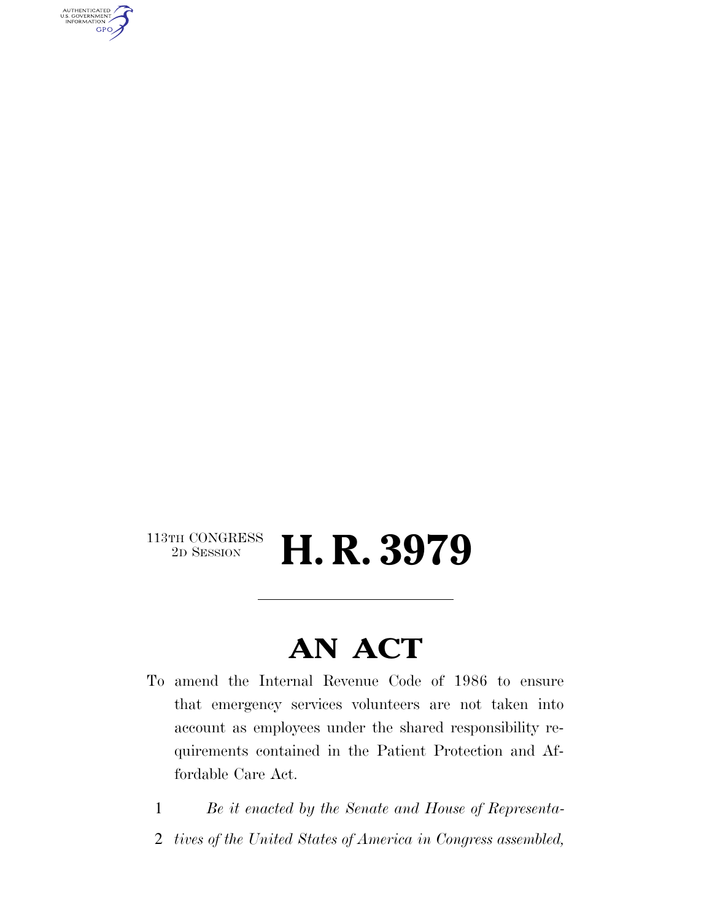113TH CONGRESS
2D SESSION

# H. R. 3979

---

# AN ACT

To amend the Internal Revenue Code of 1986 to ensure that emergency services volunteers are not taken into account as employees under the shared responsibility requirements contained in the Patient Protection and Affordable Care Act.

1 *Be it enacted by the Senate and House of Representa-*
2 *tives of the United States of America in Congress assembled,*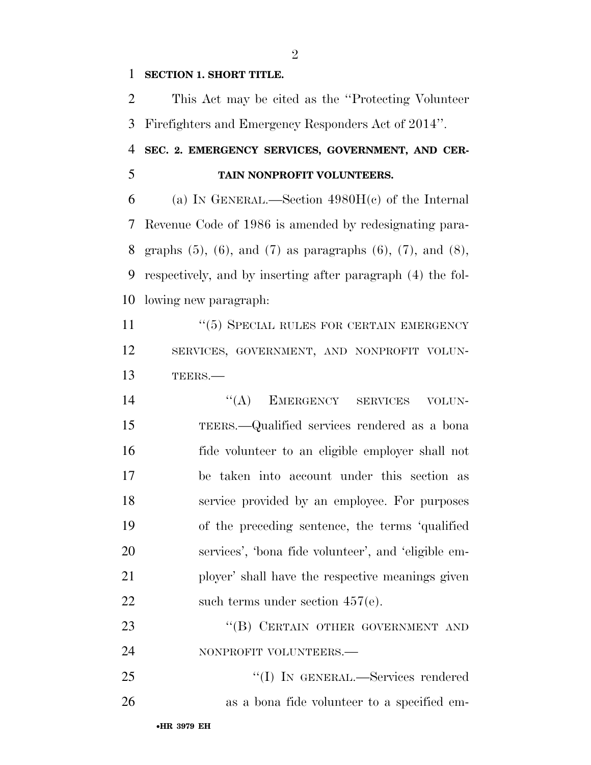**SECTION 1. SHORT TITLE.**

This Act may be cited as the "Protecting Volunteer Firefighters and Emergency Responders Act of 2014".

**SEC. 2. EMERGENCY SERVICES, GOVERNMENT, AND CERTAIN NONPROFIT VOLUNTEERS.**

(a) IN GENERAL.—Section 4980H(c) of the Internal Revenue Code of 1986 is amended by redesignating paragraphs (5), (6), and (7) as paragraphs (6), (7), and (8), respectively, and by inserting after paragraph (4) the following new paragraph:

"(5) SPECIAL RULES FOR CERTAIN EMERGENCY SERVICES, GOVERNMENT, AND NONPROFIT VOLUNTEERS.—

"(A) EMERGENCY SERVICES VOLUNTEERS.—Qualified services rendered as a bona fide volunteer to an eligible employer shall not be taken into account under this section as service provided by an employee. For purposes of the preceding sentence, the terms 'qualified services', 'bona fide volunteer', and 'eligible employer' shall have the respective meanings given such terms under section 457(e).

"(B) CERTAIN OTHER GOVERNMENT AND NONPROFIT VOLUNTEERS.—

"(I) IN GENERAL.—Services rendered as a bona fide volunteer to a specified em-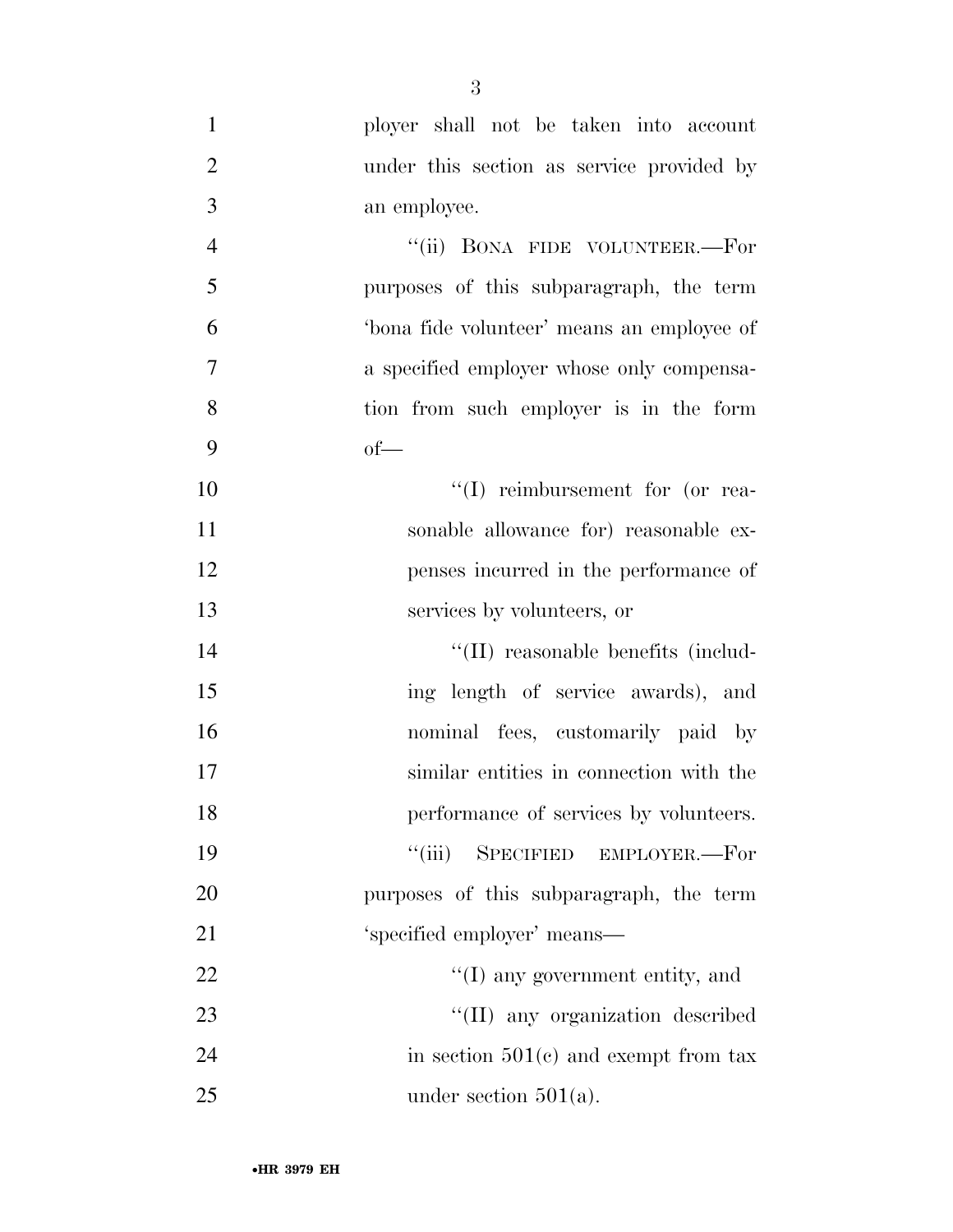ployer shall not be taken into account under this section as service provided by an employee.

"(ii) BONA FIDE VOLUNTEER.—For purposes of this subparagraph, the term 'bona fide volunteer' means an employee of a specified employer whose only compensation from such employer is in the form of—

"(I) reimbursement for (or reasonable allowance for) reasonable expenses incurred in the performance of services by volunteers, or

"(II) reasonable benefits (including length of service awards), and nominal fees, customarily paid by similar entities in connection with the performance of services by volunteers.

"(iii) SPECIFIED EMPLOYER.—For purposes of this subparagraph, the term 'specified employer' means—

"(I) any government entity, and

"(II) any organization described in section 501(c) and exempt from tax under section 501(a).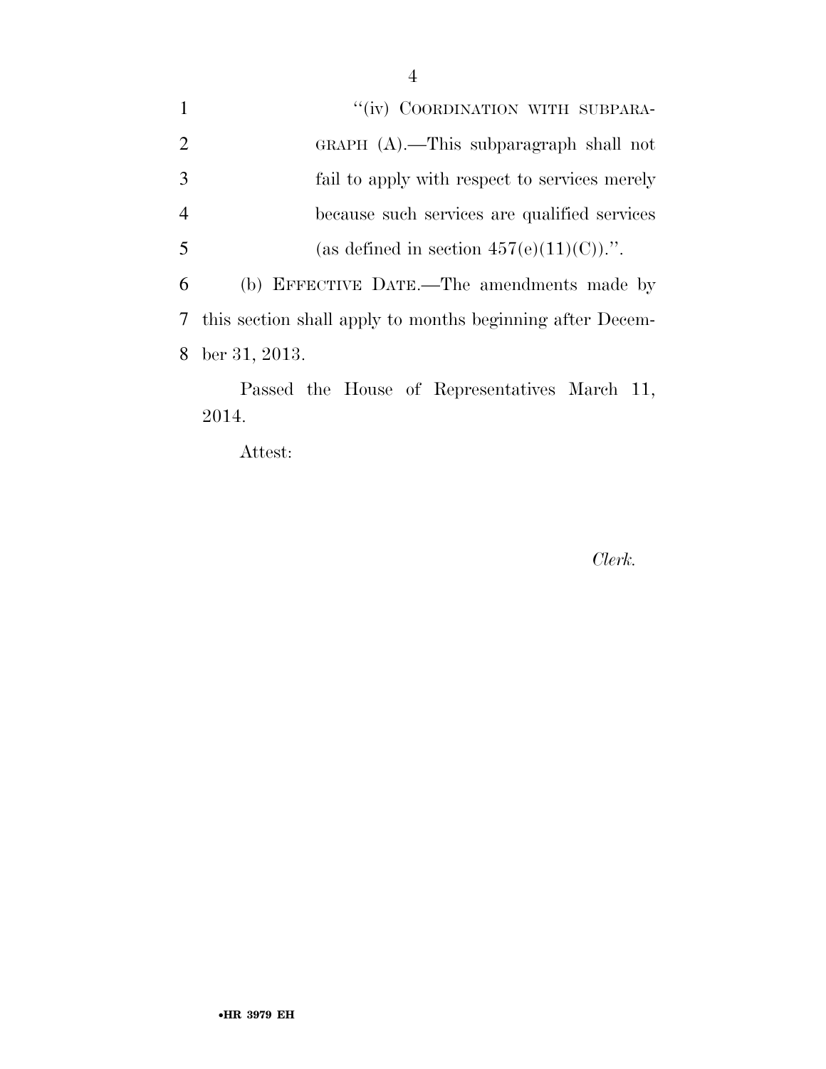"(iv) COORDINATION WITH SUBPARAGRAPH (A).—This subparagraph shall not fail to apply with respect to services merely because such services are qualified services (as defined in section 457(e)(11)(C)).".

(b) EFFECTIVE DATE.—The amendments made by this section shall apply to months beginning after December 31, 2013.

Passed the House of Representatives March 11, 2014.

Attest:

*Clerk.*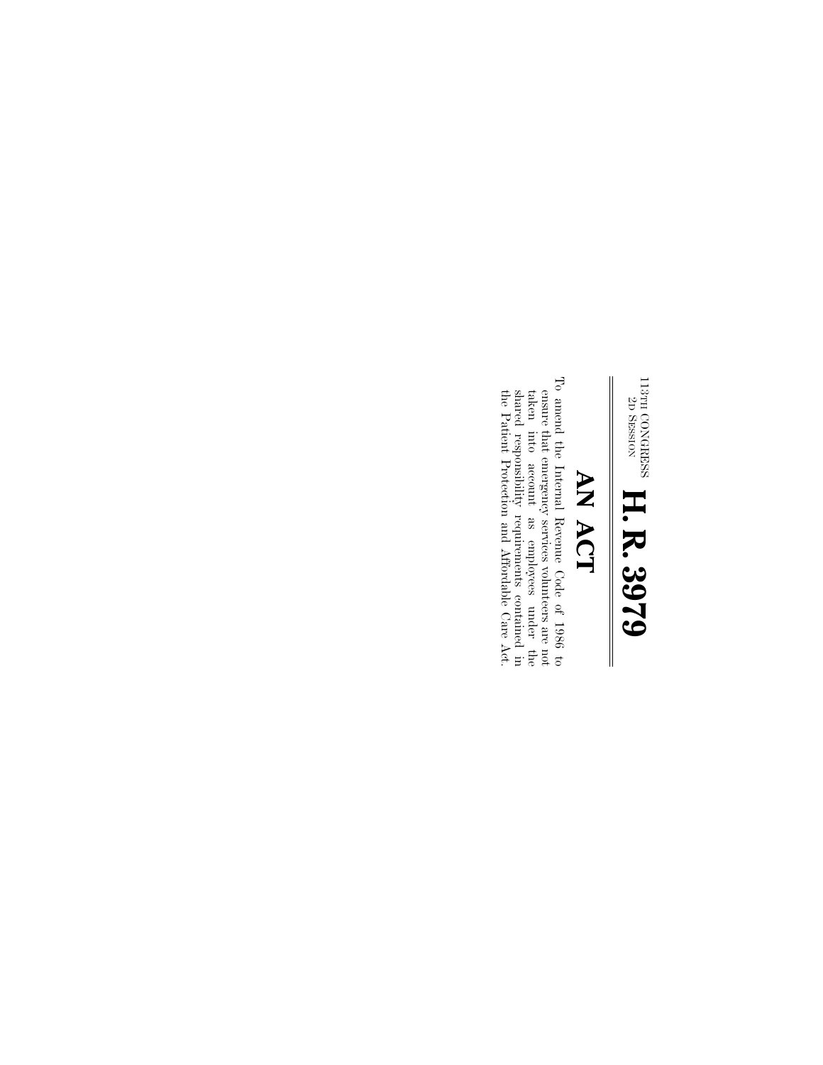113TH CONGRESS
2D SESSION

# H. R. 3979

---

# AN ACT

To amend the Internal Revenue Code of 1986 to ensure that emergency services volunteers are not taken into account as employees under the shared responsibility requirements contained in the Patient Protection and Affordable Care Act.